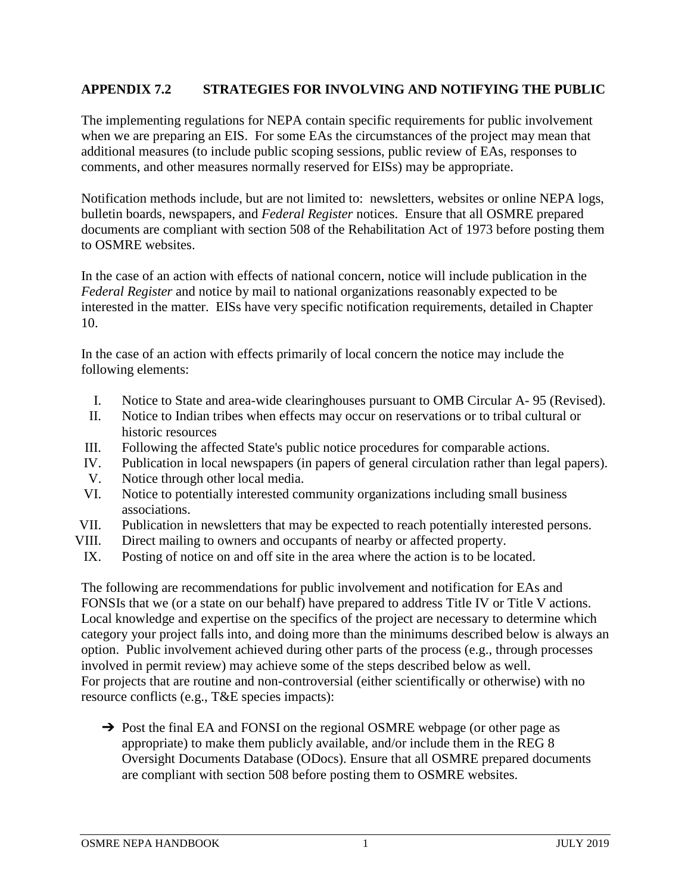## APPENDIX 7.2 STRATEGIES FOR INVOLVING AND NOTIFYING THE PUBLIC

The implementing regulations for NEPA contain specific requirements for public involvement when we are preparing an EIS. For some EAs the circumstances of the project may mean that additional measures (to include public scoping sessions, public review of EAs, responses to comments, and other measures normally reserved for EISs) may be appropriate.

Notification methods include, but are not limited to: newsletters, websites or online NEPA logs, bulletin boards, newspapers, and *Federal Register* notices. Ensure that all OSMRE prepared documents are compliant with section 508 of the Rehabilitation Act of 1973 before posting them to OSMRE websites.

In the case of an action with effects of national concern, notice will include publication in the *Federal Register* and notice by mail to national organizations reasonably expected to be interested in the matter. EISs have very specific notification requirements, detailed in Chapter 10.

In the case of an action with effects primarily of local concern the notice may include the following elements:

I. Notice to State and area-wide clearinghouses pursuant to OMB Circular A- 95 (Revised).
II. Notice to Indian tribes when effects may occur on reservations or to tribal cultural or historic resources
III. Following the affected State's public notice procedures for comparable actions.
IV. Publication in local newspapers (in papers of general circulation rather than legal papers).
V. Notice through other local media.
VI. Notice to potentially interested community organizations including small business associations.
VII. Publication in newsletters that may be expected to reach potentially interested persons.
VIII. Direct mailing to owners and occupants of nearby or affected property.
IX. Posting of notice on and off site in the area where the action is to be located.

The following are recommendations for public involvement and notification for EAs and FONSIs that we (or a state on our behalf) have prepared to address Title IV or Title V actions. Local knowledge and expertise on the specifics of the project are necessary to determine which category your project falls into, and doing more than the minimums described below is always an option. Public involvement achieved during other parts of the process (e.g., through processes involved in permit review) may achieve some of the steps described below as well.
For projects that are routine and non-controversial (either scientifically or otherwise) with no resource conflicts (e.g., T&E species impacts):

- ➔ Post the final EA and FONSI on the regional OSMRE webpage (or other page as appropriate) to make them publicly available, and/or include them in the REG 8 Oversight Documents Database (ODocs). Ensure that all OSMRE prepared documents are compliant with section 508 before posting them to OSMRE websites.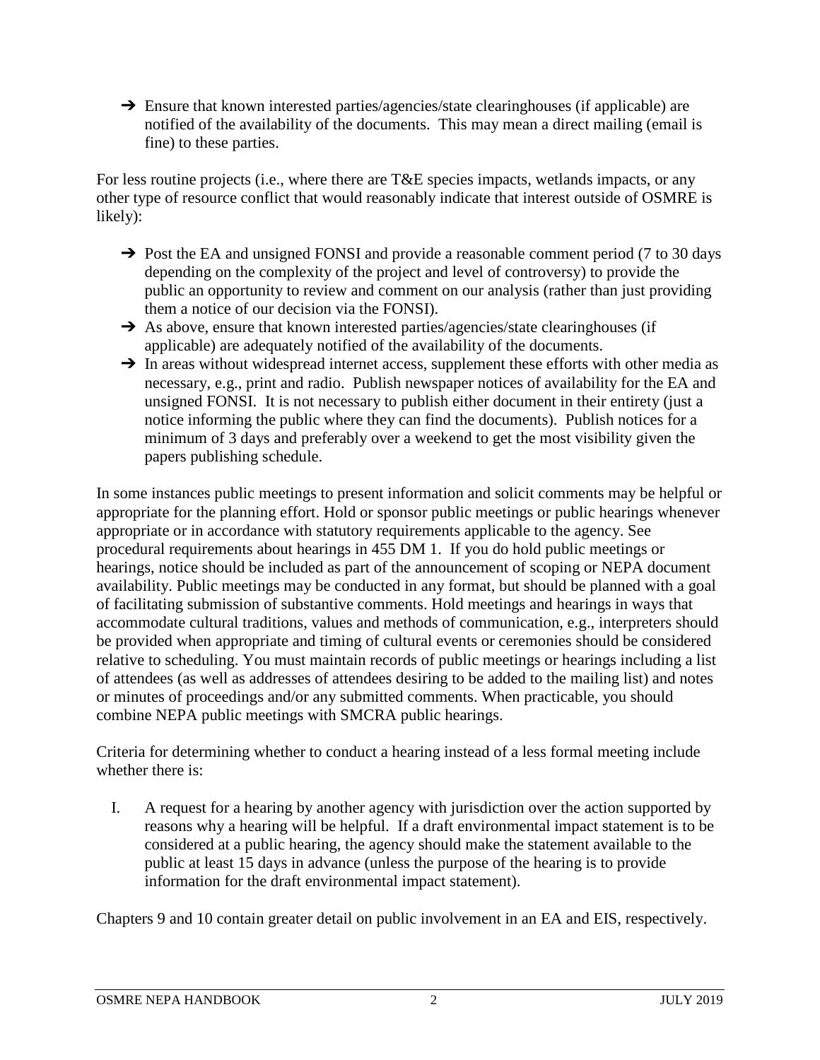- ➔ Ensure that known interested parties/agencies/state clearinghouses (if applicable) are notified of the availability of the documents. This may mean a direct mailing (email is fine) to these parties.

For less routine projects (i.e., where there are T&E species impacts, wetlands impacts, or any other type of resource conflict that would reasonably indicate that interest outside of OSMRE is likely):

- ➔ Post the EA and unsigned FONSI and provide a reasonable comment period (7 to 30 days depending on the complexity of the project and level of controversy) to provide the public an opportunity to review and comment on our analysis (rather than just providing them a notice of our decision via the FONSI).
- ➔ As above, ensure that known interested parties/agencies/state clearinghouses (if applicable) are adequately notified of the availability of the documents.
- ➔ In areas without widespread internet access, supplement these efforts with other media as necessary, e.g., print and radio. Publish newspaper notices of availability for the EA and unsigned FONSI. It is not necessary to publish either document in their entirety (just a notice informing the public where they can find the documents). Publish notices for a minimum of 3 days and preferably over a weekend to get the most visibility given the papers publishing schedule.

In some instances public meetings to present information and solicit comments may be helpful or appropriate for the planning effort. Hold or sponsor public meetings or public hearings whenever appropriate or in accordance with statutory requirements applicable to the agency. See procedural requirements about hearings in 455 DM 1. If you do hold public meetings or hearings, notice should be included as part of the announcement of scoping or NEPA document availability. Public meetings may be conducted in any format, but should be planned with a goal of facilitating submission of substantive comments. Hold meetings and hearings in ways that accommodate cultural traditions, values and methods of communication, e.g., interpreters should be provided when appropriate and timing of cultural events or ceremonies should be considered relative to scheduling. You must maintain records of public meetings or hearings including a list of attendees (as well as addresses of attendees desiring to be added to the mailing list) and notes or minutes of proceedings and/or any submitted comments. When practicable, you should combine NEPA public meetings with SMCRA public hearings.

Criteria for determining whether to conduct a hearing instead of a less formal meeting include whether there is:

I. A request for a hearing by another agency with jurisdiction over the action supported by reasons why a hearing will be helpful. If a draft environmental impact statement is to be considered at a public hearing, the agency should make the statement available to the public at least 15 days in advance (unless the purpose of the hearing is to provide information for the draft environmental impact statement).

Chapters 9 and 10 contain greater detail on public involvement in an EA and EIS, respectively.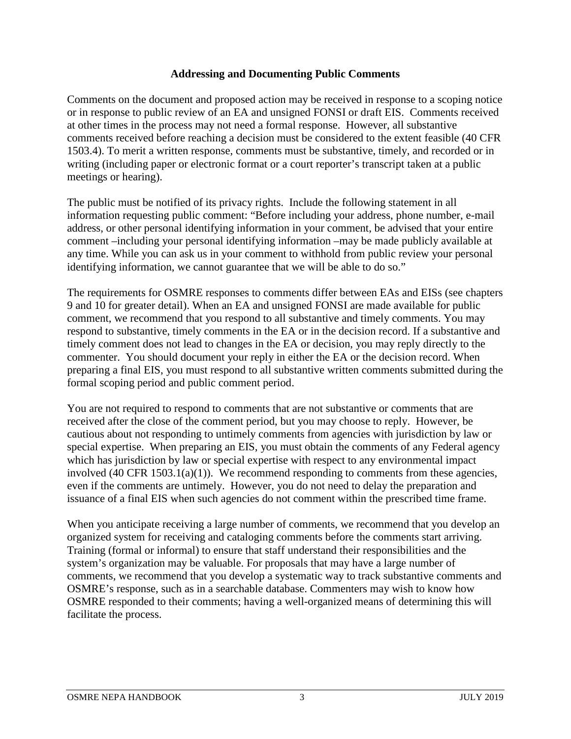## Addressing and Documenting Public Comments

Comments on the document and proposed action may be received in response to a scoping notice or in response to public review of an EA and unsigned FONSI or draft EIS. Comments received at other times in the process may not need a formal response. However, all substantive comments received before reaching a decision must be considered to the extent feasible (40 CFR 1503.4). To merit a written response, comments must be substantive, timely, and recorded or in writing (including paper or electronic format or a court reporter's transcript taken at a public meetings or hearing).

The public must be notified of its privacy rights. Include the following statement in all information requesting public comment: "Before including your address, phone number, e-mail address, or other personal identifying information in your comment, be advised that your entire comment –including your personal identifying information –may be made publicly available at any time. While you can ask us in your comment to withhold from public review your personal identifying information, we cannot guarantee that we will be able to do so."

The requirements for OSMRE responses to comments differ between EAs and EISs (see chapters 9 and 10 for greater detail). When an EA and unsigned FONSI are made available for public comment, we recommend that you respond to all substantive and timely comments. You may respond to substantive, timely comments in the EA or in the decision record. If a substantive and timely comment does not lead to changes in the EA or decision, you may reply directly to the commenter. You should document your reply in either the EA or the decision record. When preparing a final EIS, you must respond to all substantive written comments submitted during the formal scoping period and public comment period.

You are not required to respond to comments that are not substantive or comments that are received after the close of the comment period, but you may choose to reply. However, be cautious about not responding to untimely comments from agencies with jurisdiction by law or special expertise. When preparing an EIS, you must obtain the comments of any Federal agency which has jurisdiction by law or special expertise with respect to any environmental impact involved (40 CFR 1503.1(a)(1)). We recommend responding to comments from these agencies, even if the comments are untimely. However, you do not need to delay the preparation and issuance of a final EIS when such agencies do not comment within the prescribed time frame.

When you anticipate receiving a large number of comments, we recommend that you develop an organized system for receiving and cataloging comments before the comments start arriving. Training (formal or informal) to ensure that staff understand their responsibilities and the system's organization may be valuable. For proposals that may have a large number of comments, we recommend that you develop a systematic way to track substantive comments and OSMRE's response, such as in a searchable database. Commenters may wish to know how OSMRE responded to their comments; having a well-organized means of determining this will facilitate the process.